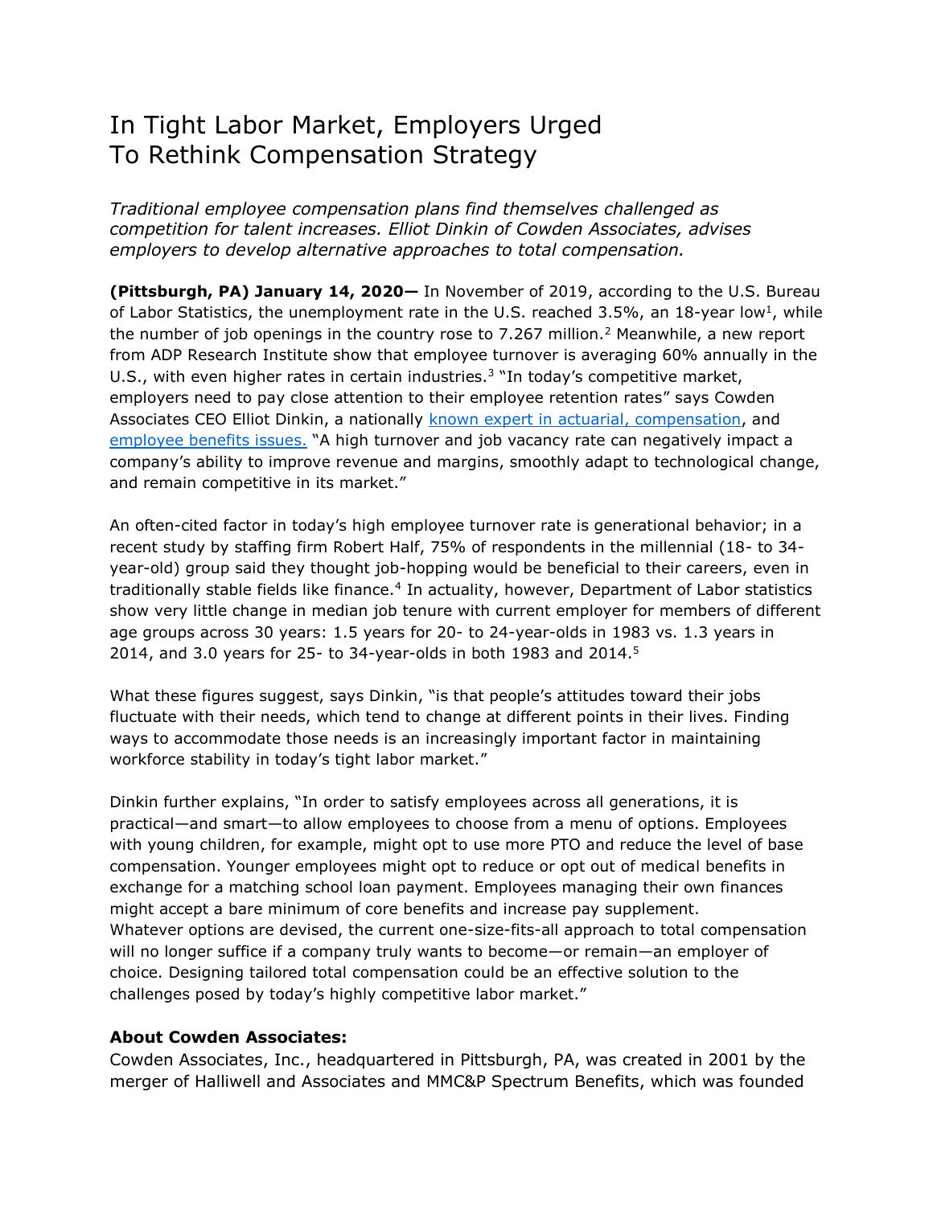# In Tight Labor Market, Employers Urged To Rethink Compensation Strategy

*Traditional employee compensation plans find themselves challenged as competition for talent increases. Elliot Dinkin of Cowden Associates, advises employers to develop alternative approaches to total compensation.*

**(Pittsburgh, PA) January 14, 2020—** In November of 2019, according to the U.S. Bureau of Labor Statistics, the unemployment rate in the U.S. reached 3.5%, an 18-year low[1], while the number of job openings in the country rose to 7.267 million.[2] Meanwhile, a new report from ADP Research Institute show that employee turnover is averaging 60% annually in the U.S., with even higher rates in certain industries.[3] "In today's competitive market, employers need to pay close attention to their employee retention rates" says Cowden Associates CEO Elliot Dinkin, a nationally known expert in actuarial, compensation, and employee benefits issues. "A high turnover and job vacancy rate can negatively impact a company's ability to improve revenue and margins, smoothly adapt to technological change, and remain competitive in its market."

An often-cited factor in today's high employee turnover rate is generational behavior; in a recent study by staffing firm Robert Half, 75% of respondents in the millennial (18- to 34-year-old) group said they thought job-hopping would be beneficial to their careers, even in traditionally stable fields like finance.[4] In actuality, however, Department of Labor statistics show very little change in median job tenure with current employer for members of different age groups across 30 years: 1.5 years for 20- to 24-year-olds in 1983 vs. 1.3 years in 2014, and 3.0 years for 25- to 34-year-olds in both 1983 and 2014.[5]

What these figures suggest, says Dinkin, "is that people's attitudes toward their jobs fluctuate with their needs, which tend to change at different points in their lives. Finding ways to accommodate those needs is an increasingly important factor in maintaining workforce stability in today's tight labor market."

Dinkin further explains, "In order to satisfy employees across all generations, it is practical—and smart—to allow employees to choose from a menu of options. Employees with young children, for example, might opt to use more PTO and reduce the level of base compensation. Younger employees might opt to reduce or opt out of medical benefits in exchange for a matching school loan payment. Employees managing their own finances might accept a bare minimum of core benefits and increase pay supplement. Whatever options are devised, the current one-size-fits-all approach to total compensation will no longer suffice if a company truly wants to become—or remain—an employer of choice. Designing tailored total compensation could be an effective solution to the challenges posed by today's highly competitive labor market."

### About Cowden Associates:

Cowden Associates, Inc., headquartered in Pittsburgh, PA, was created in 2001 by the merger of Halliwell and Associates and MMC&P Spectrum Benefits, which was founded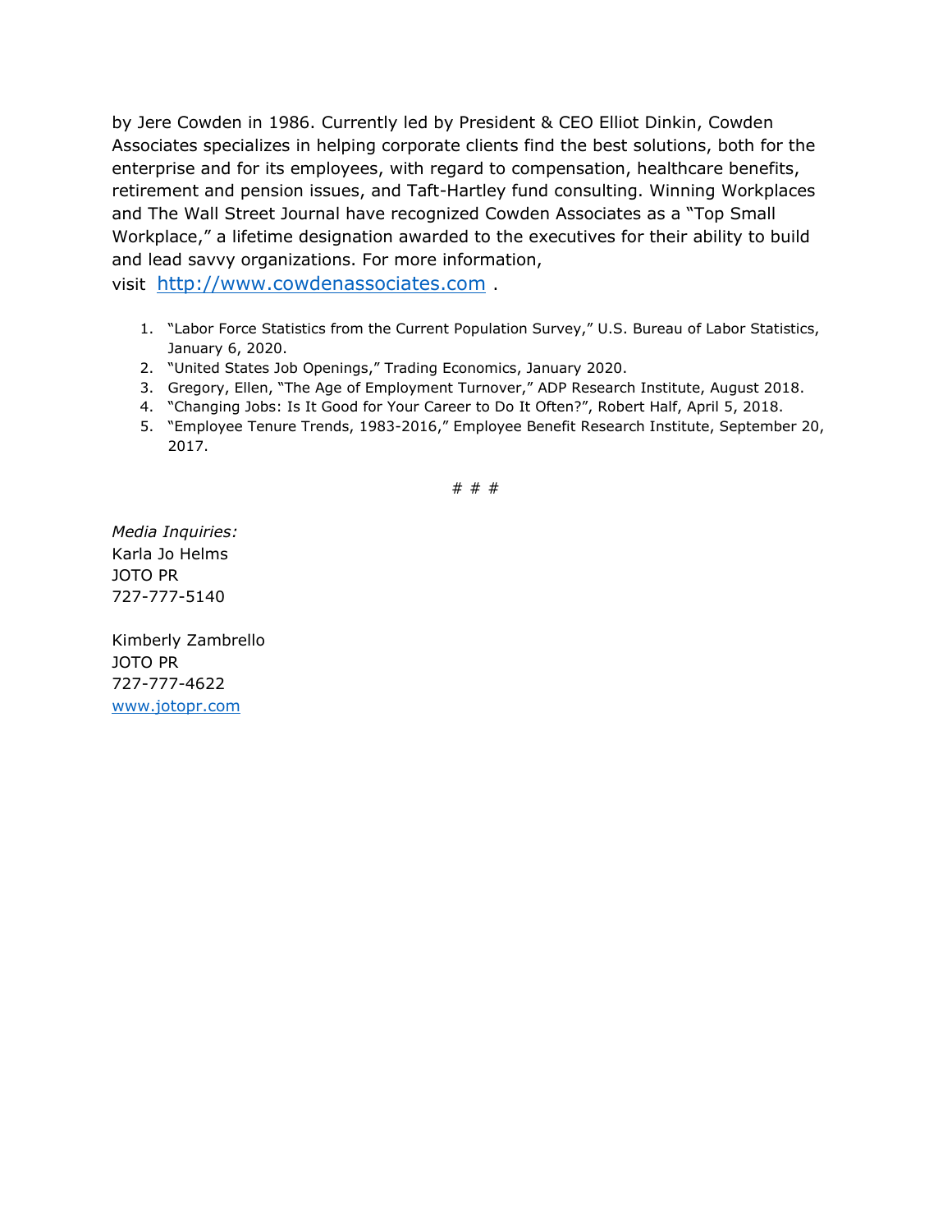by Jere Cowden in 1986. Currently led by President & CEO Elliot Dinkin, Cowden Associates specializes in helping corporate clients find the best solutions, both for the enterprise and for its employees, with regard to compensation, healthcare benefits, retirement and pension issues, and Taft-Hartley fund consulting. Winning Workplaces and The Wall Street Journal have recognized Cowden Associates as a "Top Small Workplace," a lifetime designation awarded to the executives for their ability to build and lead savvy organizations. For more information, visit [http://www.cowdenassociates.com](http://www.cowdenassociates.com) .

1. "Labor Force Statistics from the Current Population Survey," U.S. Bureau of Labor Statistics, January 6, 2020.
2. "United States Job Openings," Trading Economics, January 2020.
3. Gregory, Ellen, "The Age of Employment Turnover," ADP Research Institute, August 2018.
4. "Changing Jobs: Is It Good for Your Career to Do It Often?", Robert Half, April 5, 2018.
5. "Employee Tenure Trends, 1983-2016," Employee Benefit Research Institute, September 20, 2017.

# # #

*Media Inquiries:*
Karla Jo Helms
JOTO PR
727-777-5140

Kimberly Zambrello
JOTO PR
727-777-4622
[www.jotopr.com](http://www.jotopr.com)